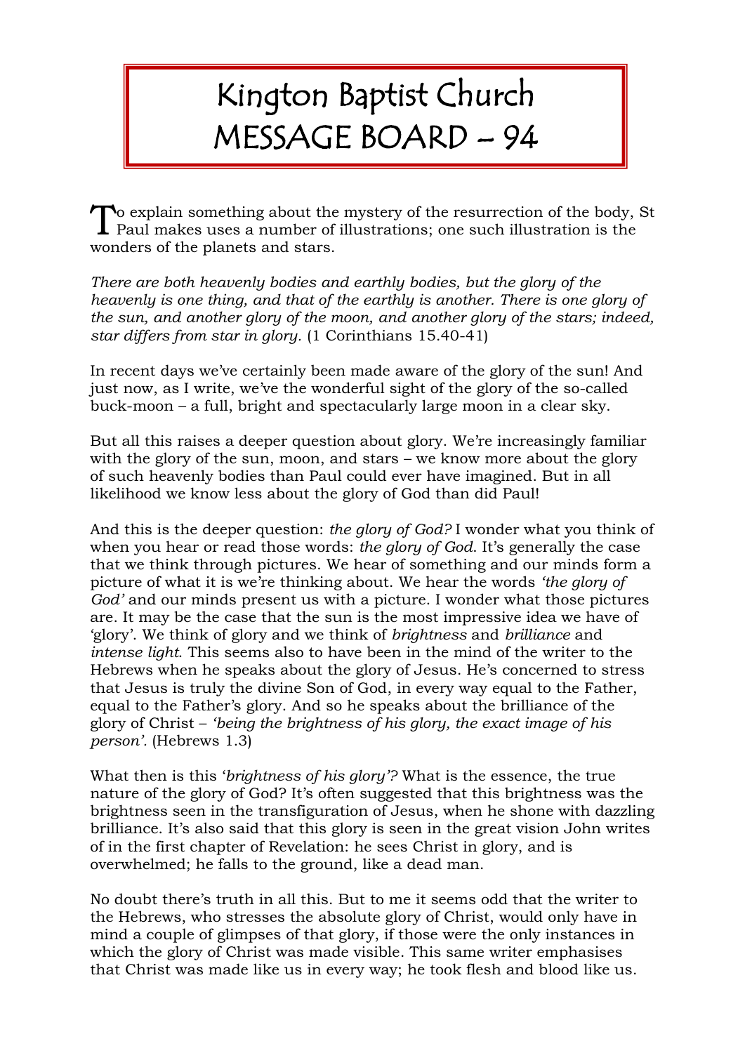# Kington Baptist Church MESSAGE BOARD – 94

To explain something about the mystery of the resurrection of the body, St Paul makes uses a number of illustrations; one such illustration is the wonders of the planets and stars.

*There are both heavenly bodies and earthly bodies, but the glory of the heavenly is one thing, and that of the earthly is another. There is one glory of the sun, and another glory of the moon, and another glory of the stars; indeed, star differs from star in glory.* (1 Corinthians 15.40-41)

In recent days we've certainly been made aware of the glory of the sun! And just now, as I write, we've the wonderful sight of the glory of the so-called buck-moon – a full, bright and spectacularly large moon in a clear sky.

But all this raises a deeper question about glory. We're increasingly familiar with the glory of the sun, moon, and stars – we know more about the glory of such heavenly bodies than Paul could ever have imagined. But in all likelihood we know less about the glory of God than did Paul!

And this is the deeper question: *the glory of God?* I wonder what you think of when you hear or read those words: *the glory of God*. It's generally the case that we think through pictures. We hear of something and our minds form a picture of what it is we're thinking about. We hear the words *'the glory of God'* and our minds present us with a picture. I wonder what those pictures are. It may be the case that the sun is the most impressive idea we have of 'glory'. We think of glory and we think of *brightness* and *brilliance* and *intense light*. This seems also to have been in the mind of the writer to the Hebrews when he speaks about the glory of Jesus. He's concerned to stress that Jesus is truly the divine Son of God, in every way equal to the Father, equal to the Father's glory. And so he speaks about the brilliance of the glory of Christ – *'being the brightness of his glory, the exact image of his person'.* (Hebrews 1.3)

What then is this '*brightness of his glory'?* What is the essence, the true nature of the glory of God? It's often suggested that this brightness was the brightness seen in the transfiguration of Jesus, when he shone with dazzling brilliance. It's also said that this glory is seen in the great vision John writes of in the first chapter of Revelation: he sees Christ in glory, and is overwhelmed; he falls to the ground, like a dead man.

No doubt there's truth in all this. But to me it seems odd that the writer to the Hebrews, who stresses the absolute glory of Christ, would only have in mind a couple of glimpses of that glory, if those were the only instances in which the glory of Christ was made visible. This same writer emphasises that Christ was made like us in every way; he took flesh and blood like us.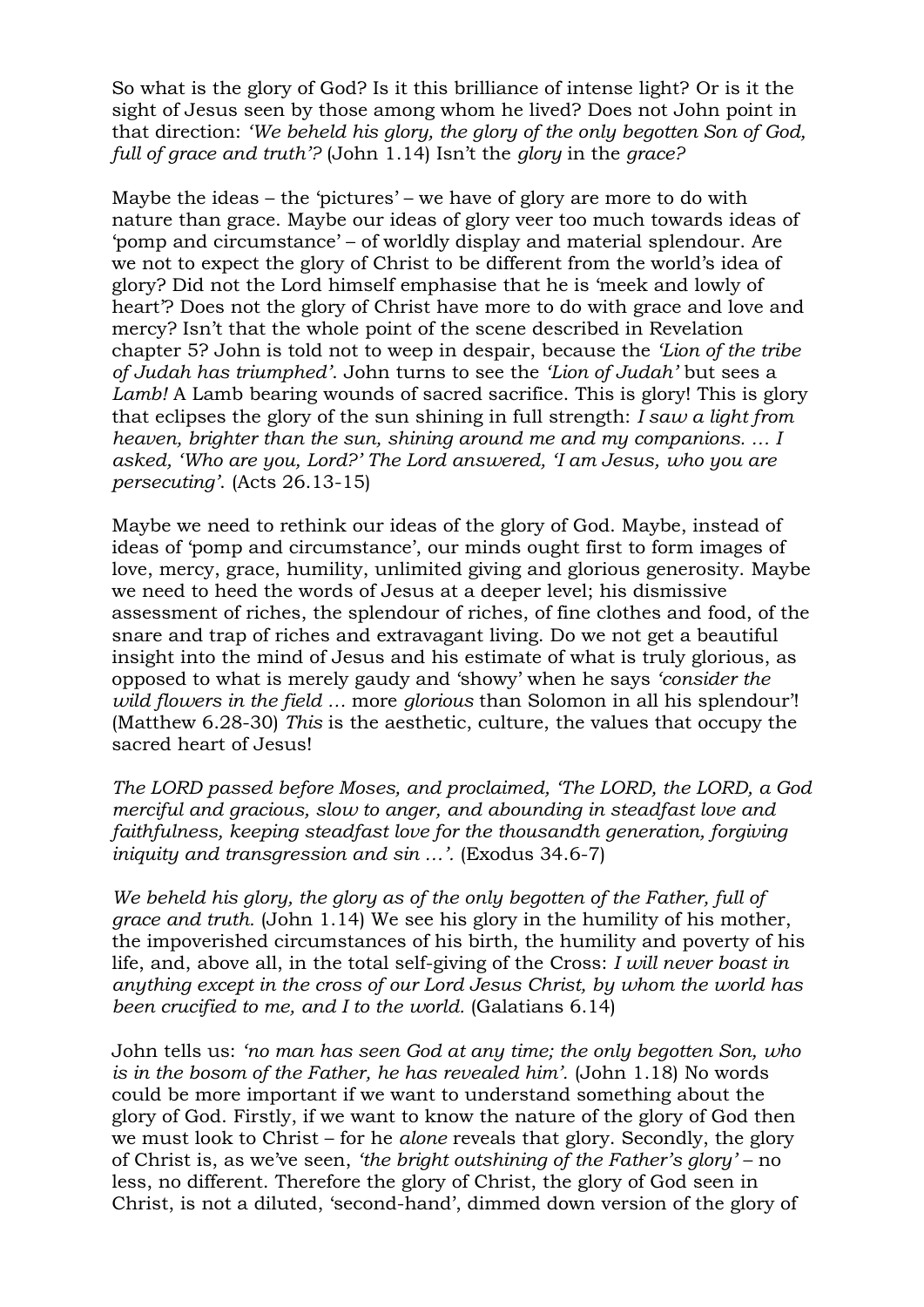So what is the glory of God? Is it this brilliance of intense light? Or is it the sight of Jesus seen by those among whom he lived? Does not John point in that direction: *'We beheld his glory, the glory of the only begotten Son of God, full of grace and truth'?* (John 1.14) Isn't the *glory* in the *grace?*

Maybe the ideas – the 'pictures' – we have of glory are more to do with nature than grace. Maybe our ideas of glory veer too much towards ideas of 'pomp and circumstance' – of worldly display and material splendour. Are we not to expect the glory of Christ to be different from the world's idea of glory? Did not the Lord himself emphasise that he is 'meek and lowly of heart'? Does not the glory of Christ have more to do with grace and love and mercy? Isn't that the whole point of the scene described in Revelation chapter 5? John is told not to weep in despair, because the *'Lion of the tribe of Judah has triumphed'*. John turns to see the *'Lion of Judah'* but sees a *Lamb!* A Lamb bearing wounds of sacred sacrifice. This is glory! This is glory that eclipses the glory of the sun shining in full strength: *I saw a light from heaven, brighter than the sun, shining around me and my companions. … I asked, 'Who are you, Lord?' The Lord answered, 'I am Jesus, who you are persecuting'.* (Acts 26.13-15)

Maybe we need to rethink our ideas of the glory of God. Maybe, instead of ideas of 'pomp and circumstance', our minds ought first to form images of love, mercy, grace, humility, unlimited giving and glorious generosity. Maybe we need to heed the words of Jesus at a deeper level; his dismissive assessment of riches, the splendour of riches, of fine clothes and food, of the snare and trap of riches and extravagant living. Do we not get a beautiful insight into the mind of Jesus and his estimate of what is truly glorious, as opposed to what is merely gaudy and 'showy' when he says *'consider the wild flowers in the field …* more *glorious* than Solomon in all his splendour'! (Matthew 6.28-30) *This* is the aesthetic, culture, the values that occupy the sacred heart of Jesus!

*The LORD passed before Moses, and proclaimed, 'The LORD, the LORD, a God merciful and gracious, slow to anger, and abounding in steadfast love and faithfulness, keeping steadfast love for the thousandth generation, forgiving iniquity and transgression and sin …'.* (Exodus 34.6-7)

*We beheld his glory, the glory as of the only begotten of the Father, full of grace and truth.* (John 1.14) We see his glory in the humility of his mother, the impoverished circumstances of his birth, the humility and poverty of his life, and, above all, in the total self-giving of the Cross: *I will never boast in anything except in the cross of our Lord Jesus Christ, by whom the world has been crucified to me, and I to the world.* (Galatians 6.14)

John tells us: *'no man has seen God at any time; the only begotten Son, who is in the bosom of the Father, he has revealed him'.* (John 1.18) No words could be more important if we want to understand something about the glory of God. Firstly, if we want to know the nature of the glory of God then we must look to Christ – for he *alone* reveals that glory. Secondly, the glory of Christ is, as we've seen, *'the bright outshining of the Father's glory'* – no less, no different. Therefore the glory of Christ, the glory of God seen in Christ, is not a diluted, 'second-hand', dimmed down version of the glory of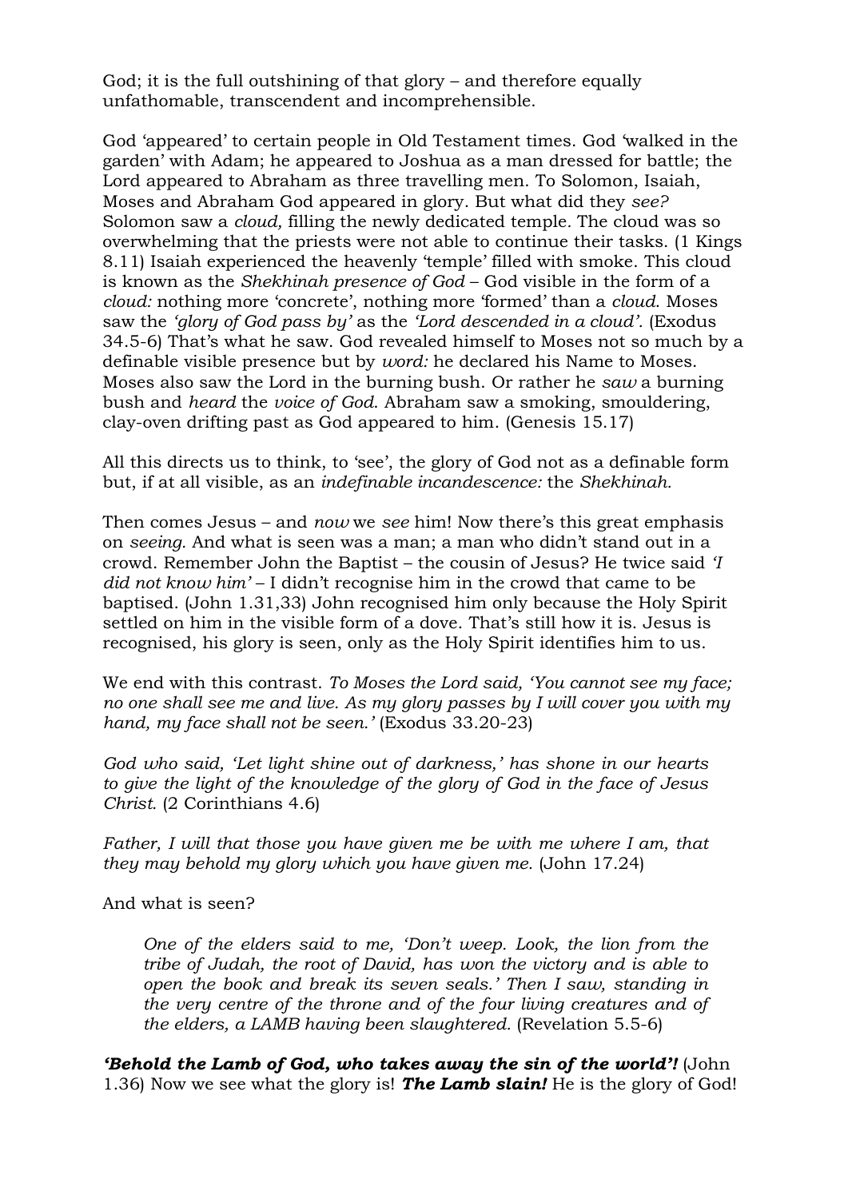God; it is the full outshining of that glory – and therefore equally unfathomable, transcendent and incomprehensible.

God 'appeared' to certain people in Old Testament times. God 'walked in the garden' with Adam; he appeared to Joshua as a man dressed for battle; the Lord appeared to Abraham as three travelling men. To Solomon, Isaiah, Moses and Abraham God appeared in glory. But what did they *see?* Solomon saw a *cloud,* filling the newly dedicated temple. The cloud was so overwhelming that the priests were not able to continue their tasks. (1 Kings 8.11) Isaiah experienced the heavenly 'temple' filled with smoke. This cloud is known as the *Shekhinah presence of God* – God visible in the form of a *cloud:* nothing more 'concrete', nothing more 'formed' than a *cloud*. Moses saw the *'glory of God pass by'* as the *'Lord descended in a cloud'.* (Exodus 34.5-6) That's what he saw. God revealed himself to Moses not so much by a definable visible presence but by *word:* he declared his Name to Moses. Moses also saw the Lord in the burning bush. Or rather he *saw* a burning bush and *heard* the *voice of God*. Abraham saw a smoking, smouldering, clay-oven drifting past as God appeared to him. (Genesis 15.17)

All this directs us to think, to 'see', the glory of God not as a definable form but, if at all visible, as an *indefinable incandescence:* the *Shekhinah.*

Then comes Jesus – and *now* we *see* him! Now there's this great emphasis on *seeing*. And what is seen was a man; a man who didn't stand out in a crowd. Remember John the Baptist – the cousin of Jesus? He twice said *'I did not know him'* – I didn't recognise him in the crowd that came to be baptised. (John 1.31,33) John recognised him only because the Holy Spirit settled on him in the visible form of a dove. That's still how it is. Jesus is recognised, his glory is seen, only as the Holy Spirit identifies him to us.

We end with this contrast. *To Moses the Lord said, 'You cannot see my face; no one shall see me and live. As my glory passes by I will cover you with my hand, my face shall not be seen.'* (Exodus 33.20-23)

*God who said, 'Let light shine out of darkness,' has shone in our hearts to give the light of the knowledge of the glory of God in the face of Jesus Christ.* (2 Corinthians 4.6)

*Father, I will that those you have given me be with me where I am, that they may behold my glory which you have given me.* (John 17.24)

And what is seen?

> *One of the elders said to me, 'Don't weep. Look, the lion from the tribe of Judah, the root of David, has won the victory and is able to open the book and break its seven seals.' Then I saw, standing in the very centre of the throne and of the four living creatures and of the elders, a LAMB having been slaughtered.* (Revelation 5.5-6)

***'Behold the Lamb of God, who takes away the sin of the world'!*** (John 1.36) Now we see what the glory is! ***The Lamb slain!*** He is the glory of God!